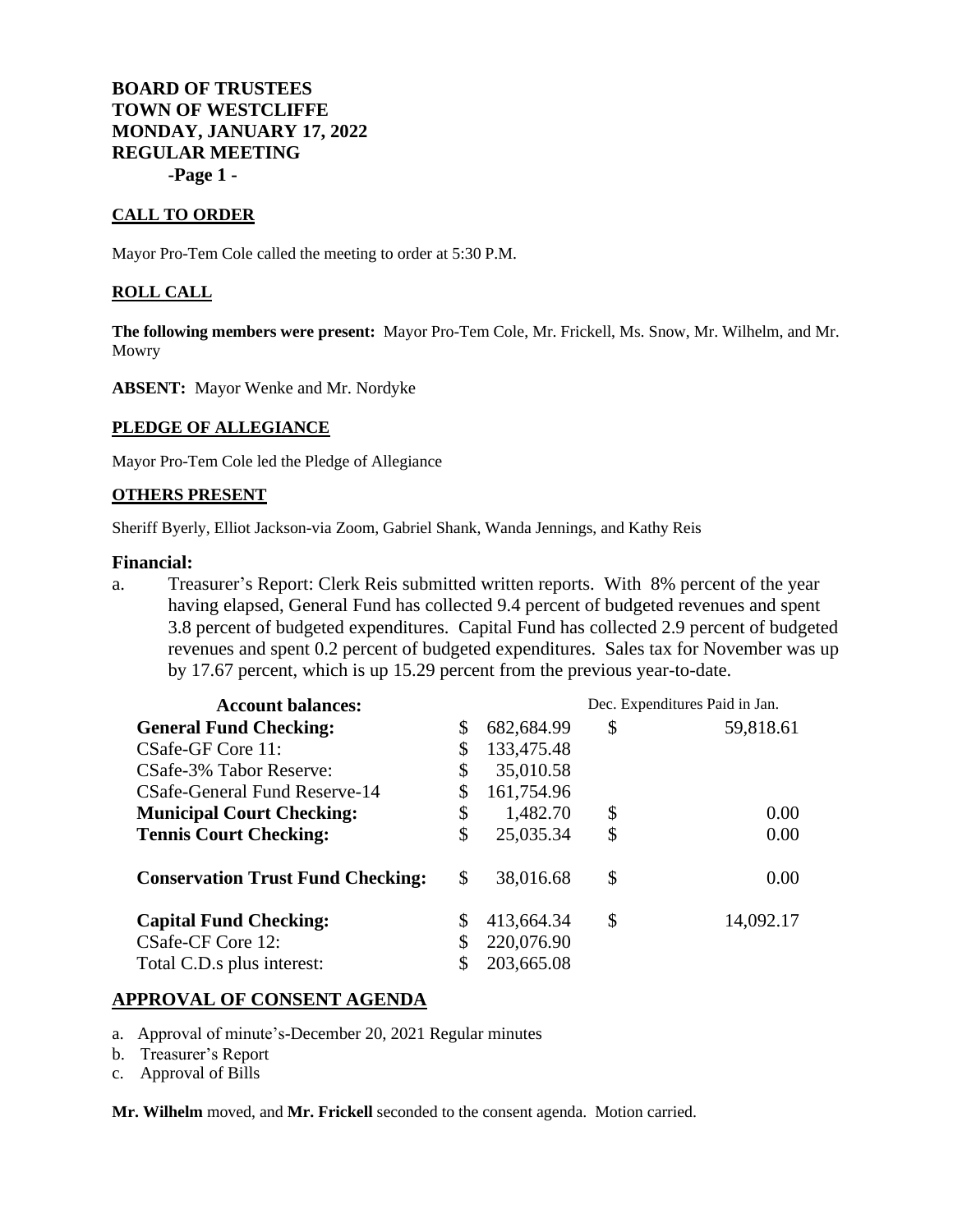# BOARD OF TRUSTEES
# TOWN OF WESTCLIFFE
# MONDAY, JANUARY 17, 2022
# REGULAR MEETING

**-Page 1 -**

## CALL TO ORDER

Mayor Pro-Tem Cole called the meeting to order at 5:30 P.M.

## ROLL CALL

**The following members were present:** Mayor Pro-Tem Cole, Mr. Frickell, Ms. Snow, Mr. Wilhelm, and Mr. Mowry

**ABSENT:** Mayor Wenke and Mr. Nordyke

## PLEDGE OF ALLEGIANCE

Mayor Pro-Tem Cole led the Pledge of Allegiance

## OTHERS PRESENT

Sheriff Byerly, Elliot Jackson-via Zoom, Gabriel Shank, Wanda Jennings, and Kathy Reis

### Financial:

a. Treasurer's Report: Clerk Reis submitted written reports. With 8% percent of the year having elapsed, General Fund has collected 9.4 percent of budgeted revenues and spent 3.8 percent of budgeted expenditures. Capital Fund has collected 2.9 percent of budgeted revenues and spent 0.2 percent of budgeted expenditures. Sales tax for November was up by 17.67 percent, which is up 15.29 percent from the previous year-to-date.

| Account balances: | | Dec. Expenditures Paid in Jan. |
|---|---|---|
| **General Fund Checking:** | $ 682,684.99 | $ 59,818.61 |
| CSafe-GF Core 11: | $ 133,475.48 | |
| CSafe-3% Tabor Reserve: | $ 35,010.58 | |
| CSafe-General Fund Reserve-14 | $ 161,754.96 | |
| **Municipal Court Checking:** | $ 1,482.70 | $ 0.00 |
| **Tennis Court Checking:** | $ 25,035.34 | $ 0.00 |
| **Conservation Trust Fund Checking:** | $ 38,016.68 | $ 0.00 |
| **Capital Fund Checking:** | $ 413,664.34 | $ 14,092.17 |
| CSafe-CF Core 12: | $ 220,076.90 | |
| Total C.D.s plus interest: | $ 203,665.08 | |

## APPROVAL OF CONSENT AGENDA

a. Approval of minute's-December 20, 2021 Regular minutes
b. Treasurer's Report
c. Approval of Bills

**Mr. Wilhelm** moved, and **Mr. Frickell** seconded to the consent agenda. Motion carried.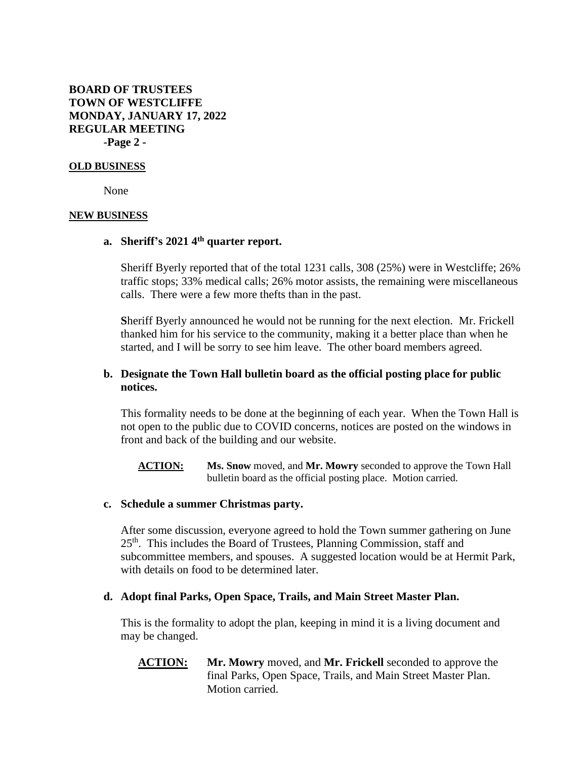**BOARD OF TRUSTEES**
**TOWN OF WESTCLIFFE**
**MONDAY, JANUARY 17, 2022**
**REGULAR MEETING**
**-Page 2 -**

## OLD BUSINESS

None

## NEW BUSINESS

### a. Sheriff's 2021 4th quarter report.

Sheriff Byerly reported that of the total 1231 calls, 308 (25%) were in Westcliffe; 26% traffic stops; 33% medical calls; 26% motor assists, the remaining were miscellaneous calls. There were a few more thefts than in the past.

Sheriff Byerly announced he would not be running for the next election. Mr. Frickell thanked him for his service to the community, making it a better place than when he started, and I will be sorry to see him leave. The other board members agreed.

### b. Designate the Town Hall bulletin board as the official posting place for public notices.

This formality needs to be done at the beginning of each year. When the Town Hall is not open to the public due to COVID concerns, notices are posted on the windows in front and back of the building and our website.

**ACTION:** **Ms. Snow** moved, and **Mr. Mowry** seconded to approve the Town Hall bulletin board as the official posting place. Motion carried.

### c. Schedule a summer Christmas party.

After some discussion, everyone agreed to hold the Town summer gathering on June 25th. This includes the Board of Trustees, Planning Commission, staff and subcommittee members, and spouses. A suggested location would be at Hermit Park, with details on food to be determined later.

### d. Adopt final Parks, Open Space, Trails, and Main Street Master Plan.

This is the formality to adopt the plan, keeping in mind it is a living document and may be changed.

**ACTION:** **Mr. Mowry** moved, and **Mr. Frickell** seconded to approve the final Parks, Open Space, Trails, and Main Street Master Plan. Motion carried.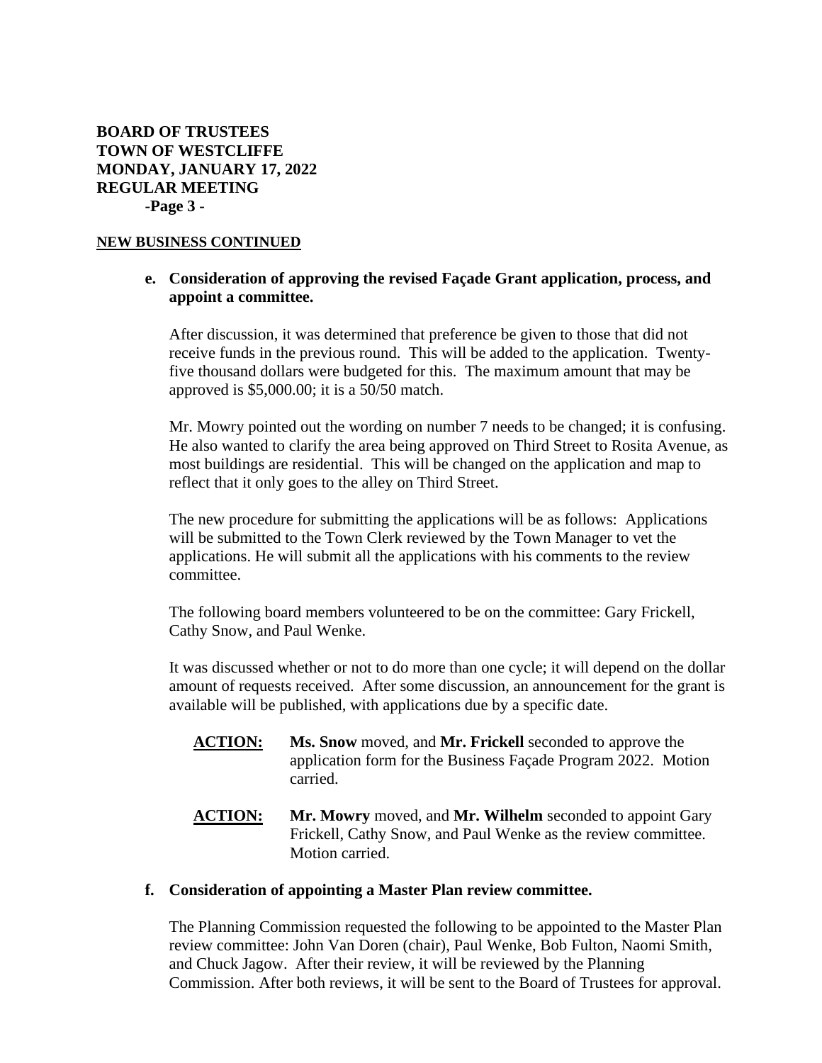**BOARD OF TRUSTEES**
**TOWN OF WESTCLIFFE**
**MONDAY, JANUARY 17, 2022**
**REGULAR MEETING**
**-Page 3 -**

**NEW BUSINESS CONTINUED**

**e. Consideration of approving the revised Façade Grant application, process, and appoint a committee.**

After discussion, it was determined that preference be given to those that did not receive funds in the previous round. This will be added to the application. Twenty-five thousand dollars were budgeted for this. The maximum amount that may be approved is $5,000.00; it is a 50/50 match.

Mr. Mowry pointed out the wording on number 7 needs to be changed; it is confusing. He also wanted to clarify the area being approved on Third Street to Rosita Avenue, as most buildings are residential. This will be changed on the application and map to reflect that it only goes to the alley on Third Street.

The new procedure for submitting the applications will be as follows: Applications will be submitted to the Town Clerk reviewed by the Town Manager to vet the applications. He will submit all the applications with his comments to the review committee.

The following board members volunteered to be on the committee: Gary Frickell, Cathy Snow, and Paul Wenke.

It was discussed whether or not to do more than one cycle; it will depend on the dollar amount of requests received. After some discussion, an announcement for the grant is available will be published, with applications due by a specific date.

**ACTION:** **Ms. Snow** moved, and **Mr. Frickell** seconded to approve the application form for the Business Façade Program 2022. Motion carried.

**ACTION:** **Mr. Mowry** moved, and **Mr. Wilhelm** seconded to appoint Gary Frickell, Cathy Snow, and Paul Wenke as the review committee. Motion carried.

**f. Consideration of appointing a Master Plan review committee.**

The Planning Commission requested the following to be appointed to the Master Plan review committee: John Van Doren (chair), Paul Wenke, Bob Fulton, Naomi Smith, and Chuck Jagow. After their review, it will be reviewed by the Planning Commission. After both reviews, it will be sent to the Board of Trustees for approval.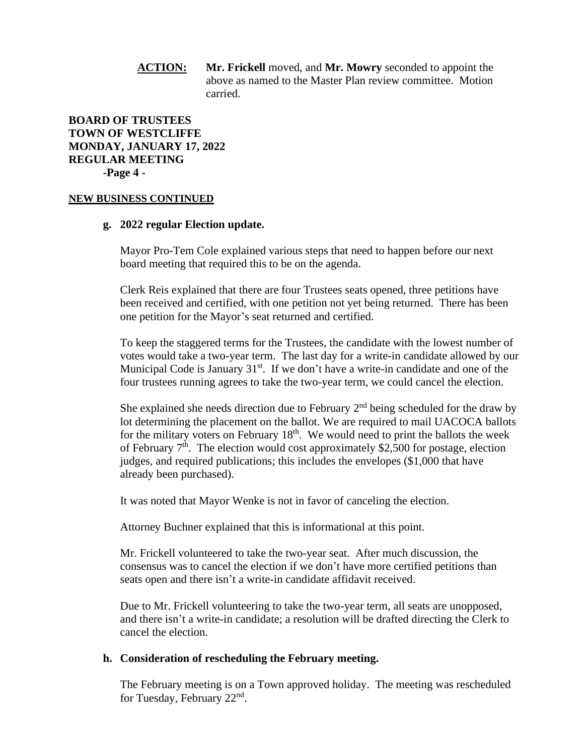**ACTION:** **Mr. Frickell** moved, and **Mr. Mowry** seconded to appoint the above as named to the Master Plan review committee. Motion carried.

**NEW BUSINESS CONTINUED**

**g. 2022 regular Election update.**

Mayor Pro-Tem Cole explained various steps that need to happen before our next board meeting that required this to be on the agenda.

Clerk Reis explained that there are four Trustees seats opened, three petitions have been received and certified, with one petition not yet being returned. There has been one petition for the Mayor's seat returned and certified.

To keep the staggered terms for the Trustees, the candidate with the lowest number of votes would take a two-year term. The last day for a write-in candidate allowed by our Municipal Code is January 31st. If we don't have a write-in candidate and one of the four trustees running agrees to take the two-year term, we could cancel the election.

She explained she needs direction due to February 2nd being scheduled for the draw by lot determining the placement on the ballot. We are required to mail UACOCA ballots for the military voters on February 18th. We would need to print the ballots the week of February 7th. The election would cost approximately $2,500 for postage, election judges, and required publications; this includes the envelopes ($1,000 that have already been purchased).

It was noted that Mayor Wenke is not in favor of canceling the election.

Attorney Buchner explained that this is informational at this point.

Mr. Frickell volunteered to take the two-year seat. After much discussion, the consensus was to cancel the election if we don't have more certified petitions than seats open and there isn't a write-in candidate affidavit received.

Due to Mr. Frickell volunteering to take the two-year term, all seats are unopposed, and there isn't a write-in candidate; a resolution will be drafted directing the Clerk to cancel the election.

**h. Consideration of rescheduling the February meeting.**

The February meeting is on a Town approved holiday. The meeting was rescheduled for Tuesday, February 22nd.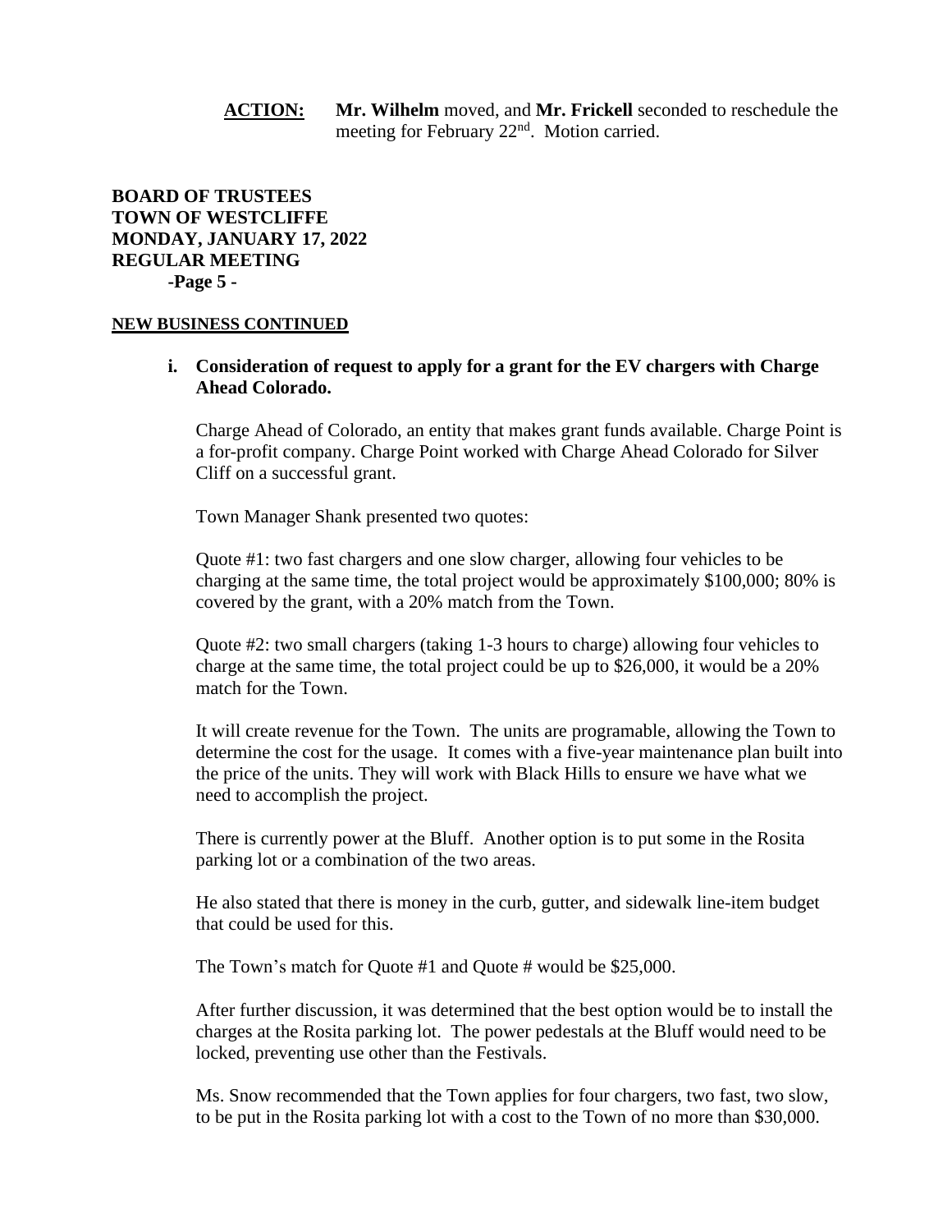**ACTION:** **Mr. Wilhelm** moved, and **Mr. Frickell** seconded to reschedule the meeting for February 22nd. Motion carried.

**BOARD OF TRUSTEES**
**TOWN OF WESTCLIFFE**
**MONDAY, JANUARY 17, 2022**
**REGULAR MEETING**
**-Page 5 -**

**NEW BUSINESS CONTINUED**

**i. Consideration of request to apply for a grant for the EV chargers with Charge Ahead Colorado.**

Charge Ahead of Colorado, an entity that makes grant funds available. Charge Point is a for-profit company. Charge Point worked with Charge Ahead Colorado for Silver Cliff on a successful grant.

Town Manager Shank presented two quotes:

Quote #1: two fast chargers and one slow charger, allowing four vehicles to be charging at the same time, the total project would be approximately $100,000; 80% is covered by the grant, with a 20% match from the Town.

Quote #2: two small chargers (taking 1-3 hours to charge) allowing four vehicles to charge at the same time, the total project could be up to $26,000, it would be a 20% match for the Town.

It will create revenue for the Town. The units are programable, allowing the Town to determine the cost for the usage. It comes with a five-year maintenance plan built into the price of the units. They will work with Black Hills to ensure we have what we need to accomplish the project.

There is currently power at the Bluff. Another option is to put some in the Rosita parking lot or a combination of the two areas.

He also stated that there is money in the curb, gutter, and sidewalk line-item budget that could be used for this.

The Town's match for Quote #1 and Quote # would be $25,000.

After further discussion, it was determined that the best option would be to install the charges at the Rosita parking lot. The power pedestals at the Bluff would need to be locked, preventing use other than the Festivals.

Ms. Snow recommended that the Town applies for four chargers, two fast, two slow, to be put in the Rosita parking lot with a cost to the Town of no more than $30,000.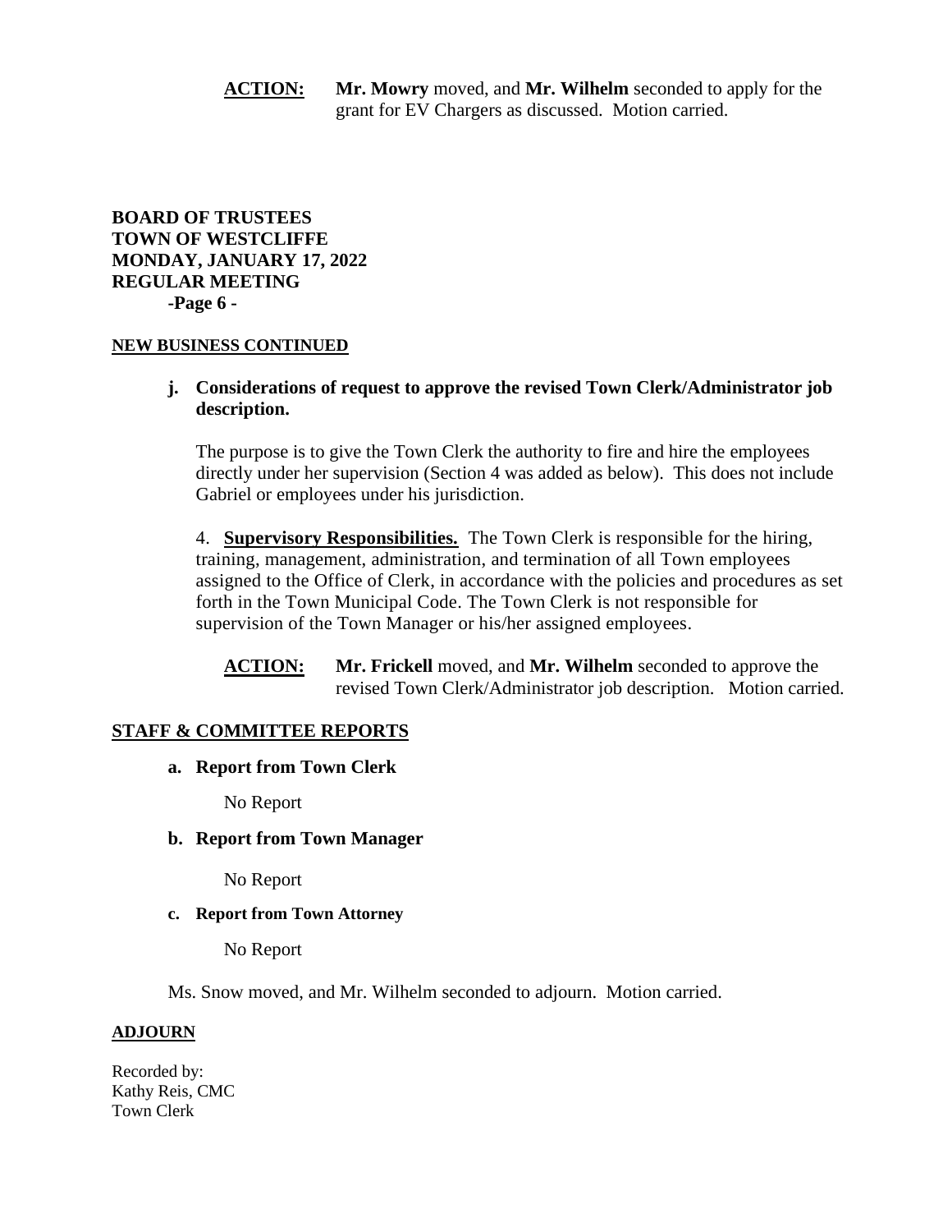**ACTION:** **Mr. Mowry** moved, and **Mr. Wilhelm** seconded to apply for the grant for EV Chargers as discussed. Motion carried.

**BOARD OF TRUSTEES**
**TOWN OF WESTCLIFFE**
**MONDAY, JANUARY 17, 2022**
**REGULAR MEETING**
**-Page 6 -**

## NEW BUSINESS CONTINUED

**j. Considerations of request to approve the revised Town Clerk/Administrator job description.**

The purpose is to give the Town Clerk the authority to fire and hire the employees directly under her supervision (Section 4 was added as below). This does not include Gabriel or employees under his jurisdiction.

4. **Supervisory Responsibilities.** The Town Clerk is responsible for the hiring, training, management, administration, and termination of all Town employees assigned to the Office of Clerk, in accordance with the policies and procedures as set forth in the Town Municipal Code. The Town Clerk is not responsible for supervision of the Town Manager or his/her assigned employees.

**ACTION:** **Mr. Frickell** moved, and **Mr. Wilhelm** seconded to approve the revised Town Clerk/Administrator job description. Motion carried.

## STAFF & COMMITTEE REPORTS

**a. Report from Town Clerk**

No Report

**b. Report from Town Manager**

No Report

**c. Report from Town Attorney**

No Report

Ms. Snow moved, and Mr. Wilhelm seconded to adjourn. Motion carried.

## ADJOURN

Recorded by:
Kathy Reis, CMC
Town Clerk